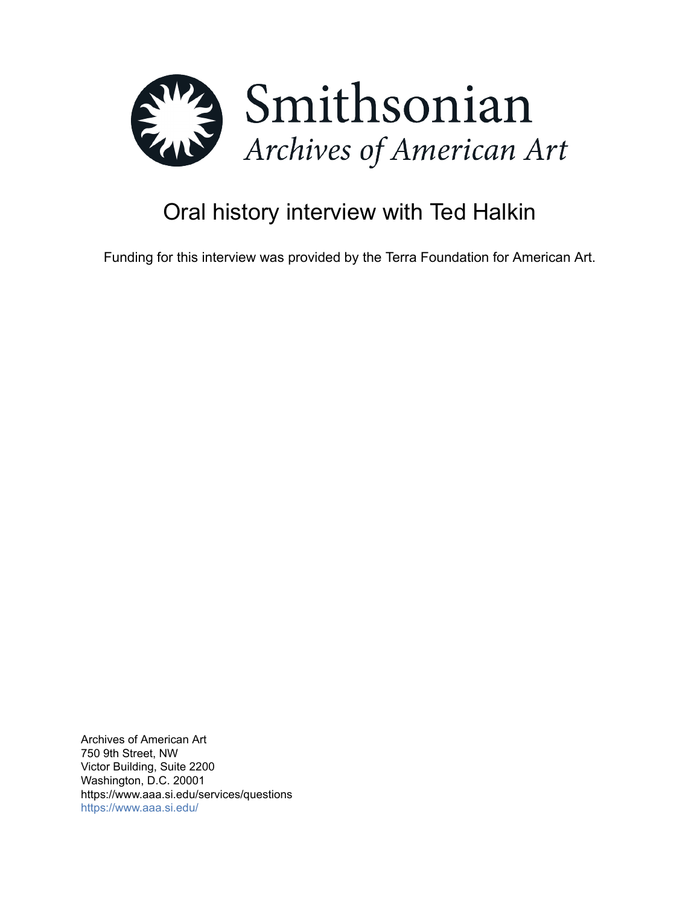# Smithsonian

*Archives of American Art*

## Oral history interview with Ted Halkin

Funding for this interview was provided by the Terra Foundation for American Art.

Archives of American Art
750 9th Street, NW
Victor Building, Suite 2200
Washington, D.C. 20001
https://www.aaa.si.edu/services/questions
https://www.aaa.si.edu/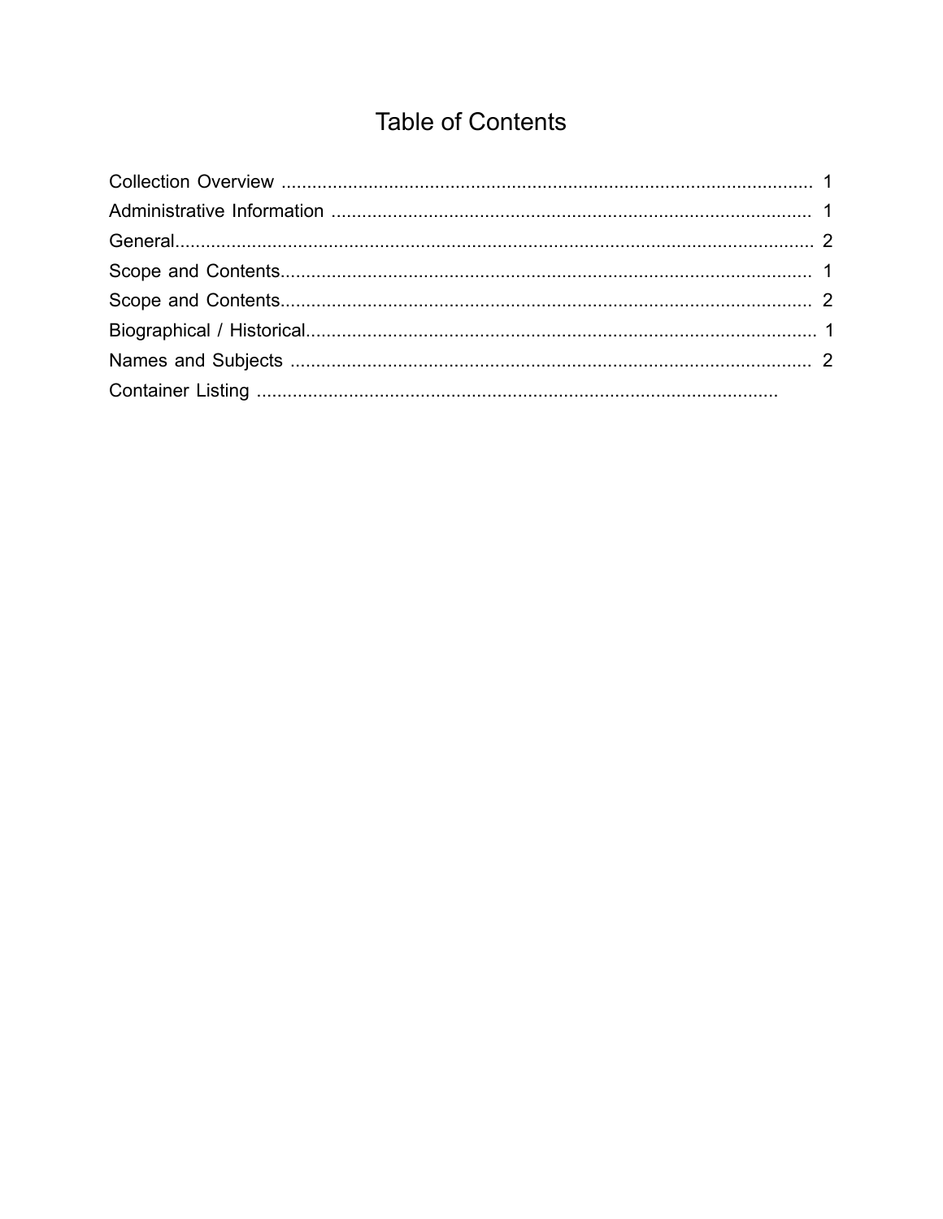# Table of Contents

Collection Overview ........................................................................................................ 1
Administrative Information .............................................................................................. 1
General.............................................................................................................................. 2
Scope and Contents......................................................................................................... 1
Scope and Contents......................................................................................................... 2
Biographical / Historical.................................................................................................... 1
Names and Subjects ........................................................................................................ 2
Container Listing ..........................................................................................................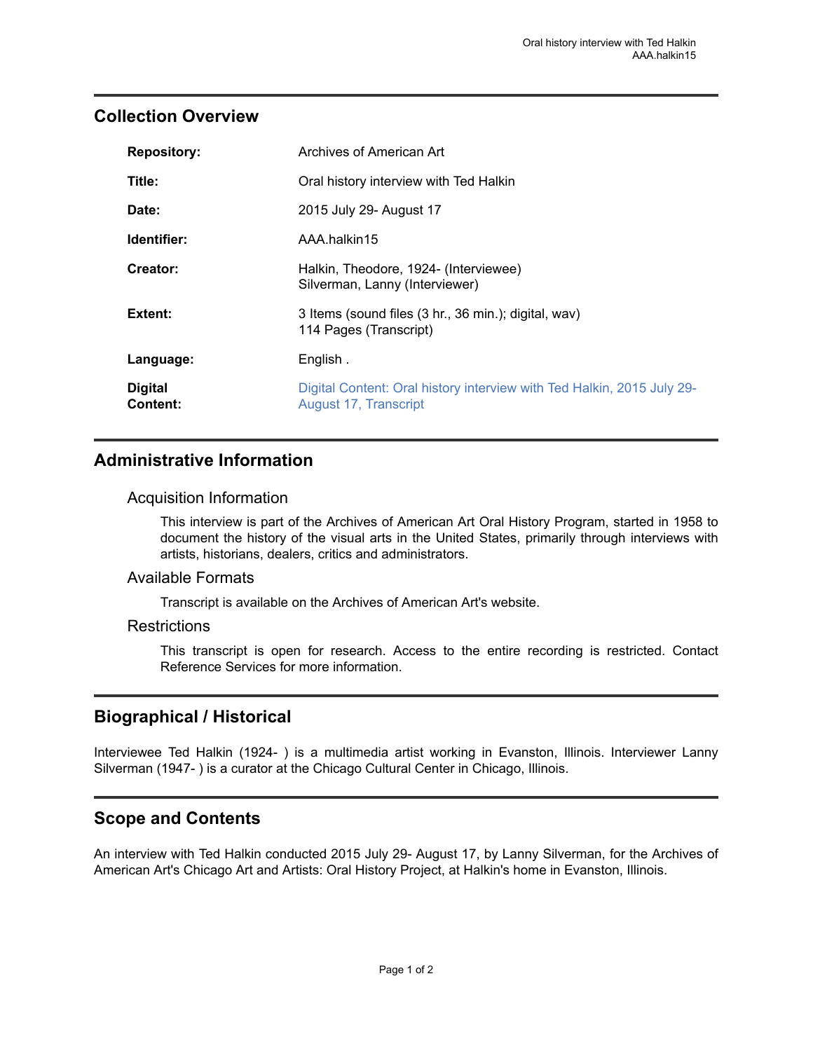## Collection Overview

| | |
|---|---|
| **Repository:** | Archives of American Art |
| **Title:** | Oral history interview with Ted Halkin |
| **Date:** | 2015 July 29- August 17 |
| **Identifier:** | AAA.halkin15 |
| **Creator:** | Halkin, Theodore, 1924- (Interviewee)<br>Silverman, Lanny (Interviewer) |
| **Extent:** | 3 Items (sound files (3 hr., 36 min.); digital, wav)<br>114 Pages (Transcript) |
| **Language:** | English . |
| **Digital Content:** | Digital Content: Oral history interview with Ted Halkin, 2015 July 29- August 17, Transcript |

## Administrative Information

### Acquisition Information

This interview is part of the Archives of American Art Oral History Program, started in 1958 to document the history of the visual arts in the United States, primarily through interviews with artists, historians, dealers, critics and administrators.

### Available Formats

Transcript is available on the Archives of American Art's website.

### Restrictions

This transcript is open for research. Access to the entire recording is restricted. Contact Reference Services for more information.

## Biographical / Historical

Interviewee Ted Halkin (1924- ) is a multimedia artist working in Evanston, Illinois. Interviewer Lanny Silverman (1947- ) is a curator at the Chicago Cultural Center in Chicago, Illinois.

## Scope and Contents

An interview with Ted Halkin conducted 2015 July 29- August 17, by Lanny Silverman, for the Archives of American Art's Chicago Art and Artists: Oral History Project, at Halkin's home in Evanston, Illinois.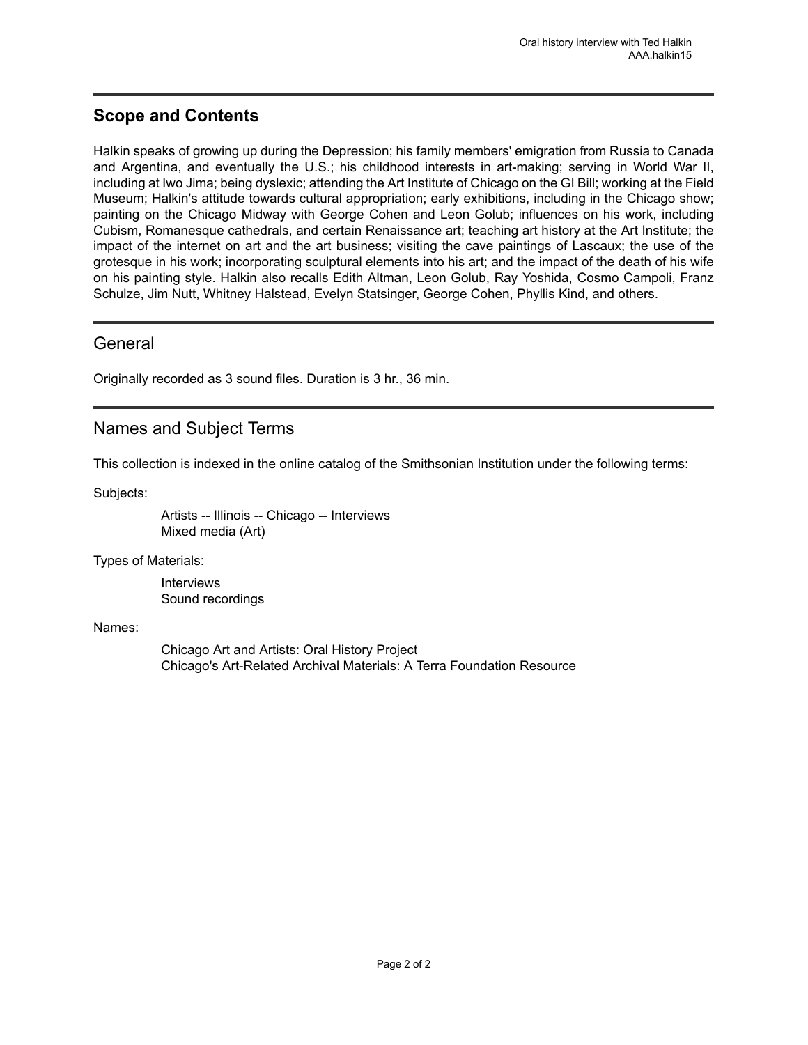## Scope and Contents

Halkin speaks of growing up during the Depression; his family members' emigration from Russia to Canada and Argentina, and eventually the U.S.; his childhood interests in art-making; serving in World War II, including at Iwo Jima; being dyslexic; attending the Art Institute of Chicago on the GI Bill; working at the Field Museum; Halkin's attitude towards cultural appropriation; early exhibitions, including in the Chicago show; painting on the Chicago Midway with George Cohen and Leon Golub; influences on his work, including Cubism, Romanesque cathedrals, and certain Renaissance art; teaching art history at the Art Institute; the impact of the internet on art and the art business; visiting the cave paintings of Lascaux; the use of the grotesque in his work; incorporating sculptural elements into his art; and the impact of the death of his wife on his painting style. Halkin also recalls Edith Altman, Leon Golub, Ray Yoshida, Cosmo Campoli, Franz Schulze, Jim Nutt, Whitney Halstead, Evelyn Statsinger, George Cohen, Phyllis Kind, and others.

## General

Originally recorded as 3 sound files. Duration is 3 hr., 36 min.

## Names and Subject Terms

This collection is indexed in the online catalog of the Smithsonian Institution under the following terms:

Subjects:

- Artists -- Illinois -- Chicago -- Interviews
- Mixed media (Art)

Types of Materials:

- Interviews
- Sound recordings

Names:

- Chicago Art and Artists: Oral History Project
- Chicago's Art-Related Archival Materials: A Terra Foundation Resource